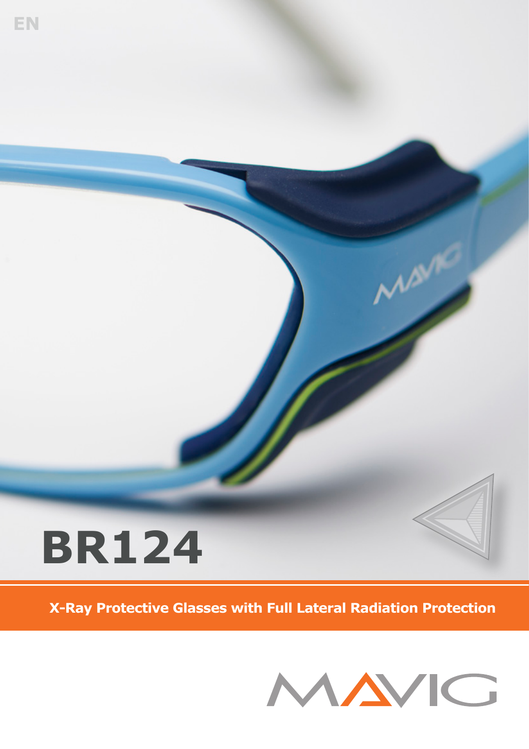EN

# BR124

**X-Ray Protective Glasses with Full Lateral Radiation Protection**

MAVIG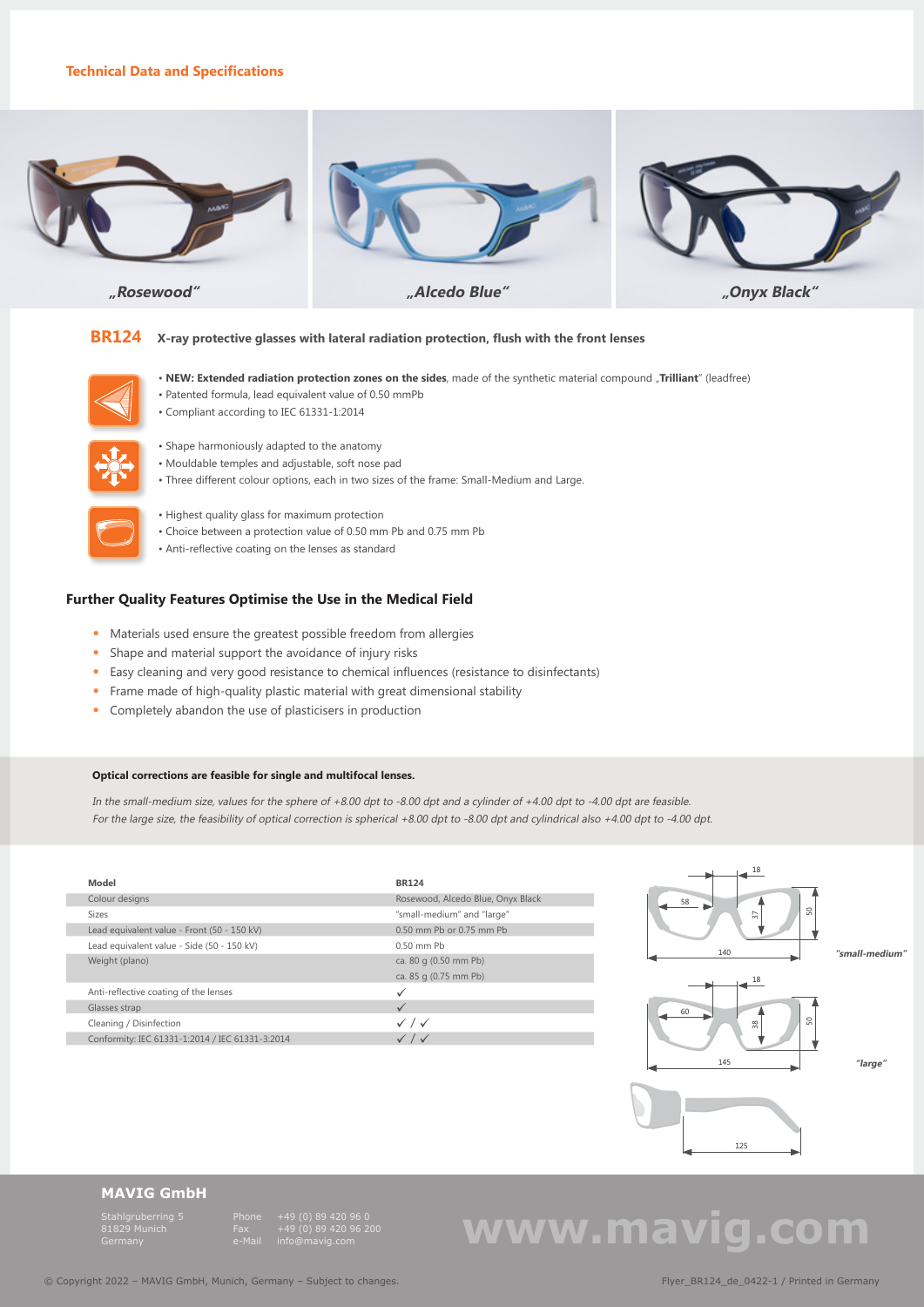## Technical Data and Specifications

„Rosewood"

„Alcedo Blue"

„Onyx Black"

## BR124 X-ray protective glasses with lateral radiation protection, flush with the front lenses

- **NEW: Extended radiation protection zones on the sides**, made of the synthetic material compound „**Trilliant**" (leadfree)
- Patented formula, lead equivalent value of 0.50 mmPb
- Compliant according to IEC 61331-1:2014

- Shape harmoniously adapted to the anatomy
- Mouldable temples and adjustable, soft nose pad
- Three different colour options, each in two sizes of the frame: Small-Medium and Large.

- Highest quality glass for maximum protection
- Choice between a protection value of 0.50 mm Pb and 0.75 mm Pb
- Anti-reflective coating on the lenses as standard

### Further Quality Features Optimise the Use in the Medical Field

- Materials used ensure the greatest possible freedom from allergies
- Shape and material support the avoidance of injury risks
- Easy cleaning and very good resistance to chemical influences (resistance to disinfectants)
- Frame made of high-quality plastic material with great dimensional stability
- Completely abandon the use of plasticisers in production

**Optical corrections are feasible for single and multifocal lenses.**

*In the small-medium size, values for the sphere of +8.00 dpt to -8.00 dpt and a cylinder of +4.00 dpt to -4.00 dpt are feasible.*
*For the large size, the feasibility of optical correction is spherical +8.00 dpt to -8.00 dpt and cylindrical also +4.00 dpt to -4.00 dpt.*

| Model | BR124 |
|---|---|
| Colour designs | Rosewood, Alcedo Blue, Onyx Black |
| Sizes | "small-medium" and "large" |
| Lead equivalent value - Front (50 - 150 kV) | 0.50 mm Pb or 0.75 mm Pb |
| Lead equivalent value - Side (50 - 150 kV) | 0.50 mm Pb |
| Weight (plano) | ca. 80 g (0.50 mm Pb)<br>ca. 85 g (0.75 mm Pb) |
| Anti-reflective coating of the lenses | ✓ |
| Glasses strap | ✓ |
| Cleaning / Disinfection | ✓ / ✓ |
| Conformity: IEC 61331-1:2014 / IEC 61331-3:2014 | ✓ / ✓ |

18
58
37
50
140
*"small-medium"*

18
60
38
50
145
*"large"*

125

**MAVIG GmbH**

Stahlgruberring 5
81829 Munich
Germany

Phone +49 (0) 89 420 96 0
Fax +49 (0) 89 420 96 200
e-Mail info@mavig.com

www.mavig.com

© Copyright 2022 – MAVIG GmbH, Munich, Germany – Subject to changes.

Flyer_BR124_de_0422-1 / Printed in Germany